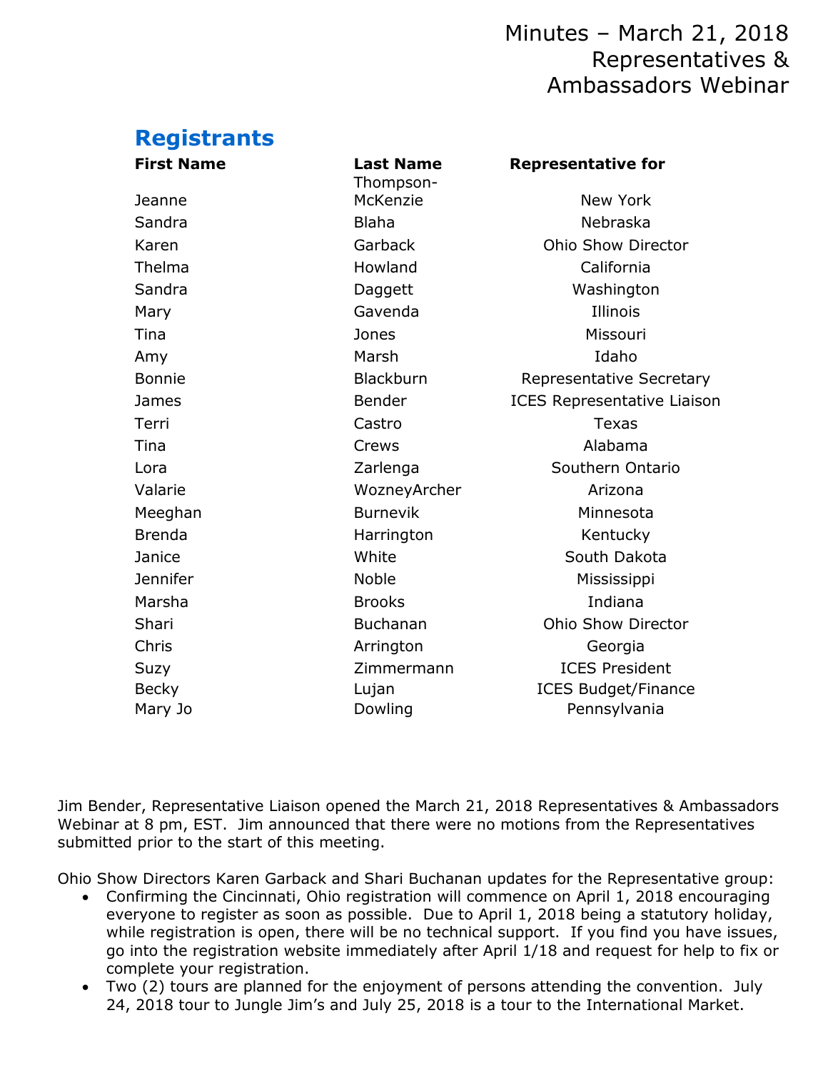# Minutes – March 21, 2018 Representatives & Ambassadors Webinar

## Registrants

| First Name | Last Name | Representative for |
|---|---|---|
| Jeanne | Thompson-McKenzie | New York |
| Sandra | Blaha | Nebraska |
| Karen | Garback | Ohio Show Director |
| Thelma | Howland | California |
| Sandra | Daggett | Washington |
| Mary | Gavenda | Illinois |
| Tina | Jones | Missouri |
| Amy | Marsh | Idaho |
| Bonnie | Blackburn | Representative Secretary |
| James | Bender | ICES Representative Liaison |
| Terri | Castro | Texas |
| Tina | Crews | Alabama |
| Lora | Zarlenga | Southern Ontario |
| Valarie | WozneyArcher | Arizona |
| Meeghan | Burnevik | Minnesota |
| Brenda | Harrington | Kentucky |
| Janice | White | South Dakota |
| Jennifer | Noble | Mississippi |
| Marsha | Brooks | Indiana |
| Shari | Buchanan | Ohio Show Director |
| Chris | Arrington | Georgia |
| Suzy | Zimmermann | ICES President |
| Becky | Lujan | ICES Budget/Finance |
| Mary Jo | Dowling | Pennsylvania |

Jim Bender, Representative Liaison opened the March 21, 2018 Representatives & Ambassadors Webinar at 8 pm, EST. Jim announced that there were no motions from the Representatives submitted prior to the start of this meeting.

Ohio Show Directors Karen Garback and Shari Buchanan updates for the Representative group:

- Confirming the Cincinnati, Ohio registration will commence on April 1, 2018 encouraging everyone to register as soon as possible. Due to April 1, 2018 being a statutory holiday, while registration is open, there will be no technical support. If you find you have issues, go into the registration website immediately after April 1/18 and request for help to fix or complete your registration.
- Two (2) tours are planned for the enjoyment of persons attending the convention. July 24, 2018 tour to Jungle Jim's and July 25, 2018 is a tour to the International Market.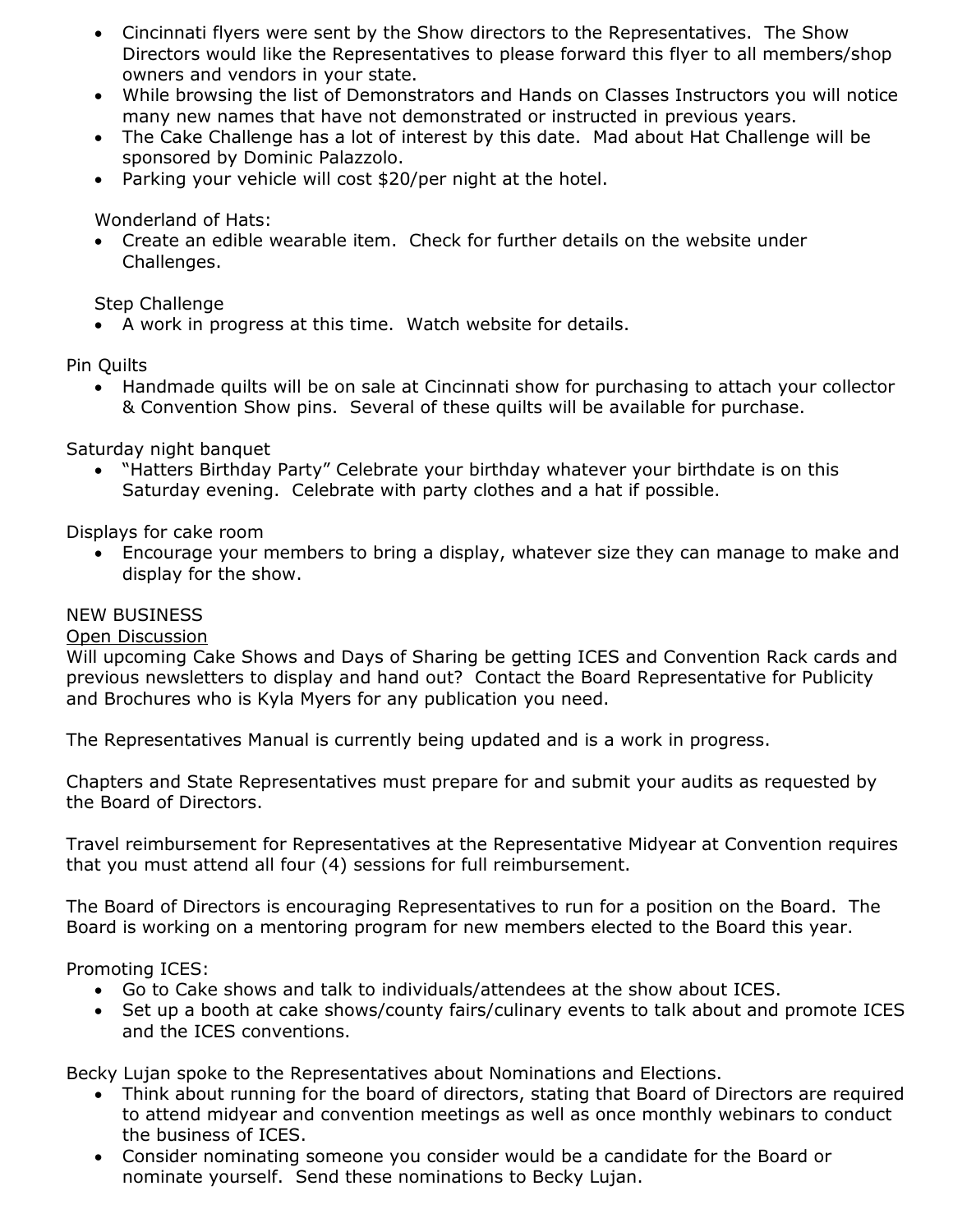- Cincinnati flyers were sent by the Show directors to the Representatives. The Show Directors would like the Representatives to please forward this flyer to all members/shop owners and vendors in your state.
- While browsing the list of Demonstrators and Hands on Classes Instructors you will notice many new names that have not demonstrated or instructed in previous years.
- The Cake Challenge has a lot of interest by this date. Mad about Hat Challenge will be sponsored by Dominic Palazzolo.
- Parking your vehicle will cost $20/per night at the hotel.

Wonderland of Hats:

- Create an edible wearable item. Check for further details on the website under Challenges.

Step Challenge

- A work in progress at this time. Watch website for details.

Pin Quilts

- Handmade quilts will be on sale at Cincinnati show for purchasing to attach your collector & Convention Show pins. Several of these quilts will be available for purchase.

Saturday night banquet

- "Hatters Birthday Party" Celebrate your birthday whatever your birthdate is on this Saturday evening. Celebrate with party clothes and a hat if possible.

Displays for cake room

- Encourage your members to bring a display, whatever size they can manage to make and display for the show.

NEW BUSINESS

<u>Open Discussion</u>

Will upcoming Cake Shows and Days of Sharing be getting ICES and Convention Rack cards and previous newsletters to display and hand out? Contact the Board Representative for Publicity and Brochures who is Kyla Myers for any publication you need.

The Representatives Manual is currently being updated and is a work in progress.

Chapters and State Representatives must prepare for and submit your audits as requested by the Board of Directors.

Travel reimbursement for Representatives at the Representative Midyear at Convention requires that you must attend all four (4) sessions for full reimbursement.

The Board of Directors is encouraging Representatives to run for a position on the Board. The Board is working on a mentoring program for new members elected to the Board this year.

Promoting ICES:

- Go to Cake shows and talk to individuals/attendees at the show about ICES.
- Set up a booth at cake shows/county fairs/culinary events to talk about and promote ICES and the ICES conventions.

Becky Lujan spoke to the Representatives about Nominations and Elections.

- Think about running for the board of directors, stating that Board of Directors are required to attend midyear and convention meetings as well as once monthly webinars to conduct the business of ICES.
- Consider nominating someone you consider would be a candidate for the Board or nominate yourself. Send these nominations to Becky Lujan.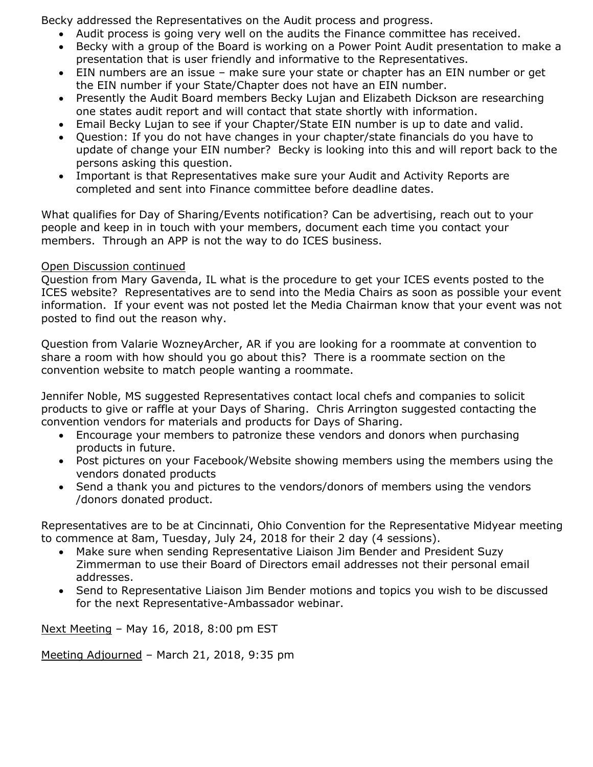Becky addressed the Representatives on the Audit process and progress.

- Audit process is going very well on the audits the Finance committee has received.
- Becky with a group of the Board is working on a Power Point Audit presentation to make a presentation that is user friendly and informative to the Representatives.
- EIN numbers are an issue – make sure your state or chapter has an EIN number or get the EIN number if your State/Chapter does not have an EIN number.
- Presently the Audit Board members Becky Lujan and Elizabeth Dickson are researching one states audit report and will contact that state shortly with information.
- Email Becky Lujan to see if your Chapter/State EIN number is up to date and valid.
- Question: If you do not have changes in your chapter/state financials do you have to update of change your EIN number? Becky is looking into this and will report back to the persons asking this question.
- Important is that Representatives make sure your Audit and Activity Reports are completed and sent into Finance committee before deadline dates.

What qualifies for Day of Sharing/Events notification? Can be advertising, reach out to your people and keep in in touch with your members, document each time you contact your members. Through an APP is not the way to do ICES business.

<u>Open Discussion continued</u>
Question from Mary Gavenda, IL what is the procedure to get your ICES events posted to the ICES website? Representatives are to send into the Media Chairs as soon as possible your event information. If your event was not posted let the Media Chairman know that your event was not posted to find out the reason why.

Question from Valarie WozneyArcher, AR if you are looking for a roommate at convention to share a room with how should you go about this? There is a roommate section on the convention website to match people wanting a roommate.

Jennifer Noble, MS suggested Representatives contact local chefs and companies to solicit products to give or raffle at your Days of Sharing. Chris Arrington suggested contacting the convention vendors for materials and products for Days of Sharing.

- Encourage your members to patronize these vendors and donors when purchasing products in future.
- Post pictures on your Facebook/Website showing members using the members using the vendors donated products
- Send a thank you and pictures to the vendors/donors of members using the vendors /donors donated product.

Representatives are to be at Cincinnati, Ohio Convention for the Representative Midyear meeting to commence at 8am, Tuesday, July 24, 2018 for their 2 day (4 sessions).

- Make sure when sending Representative Liaison Jim Bender and President Suzy Zimmerman to use their Board of Directors email addresses not their personal email addresses.
- Send to Representative Liaison Jim Bender motions and topics you wish to be discussed for the next Representative-Ambassador webinar.

<u>Next Meeting</u> – May 16, 2018, 8:00 pm EST

<u>Meeting Adjourned</u> – March 21, 2018, 9:35 pm